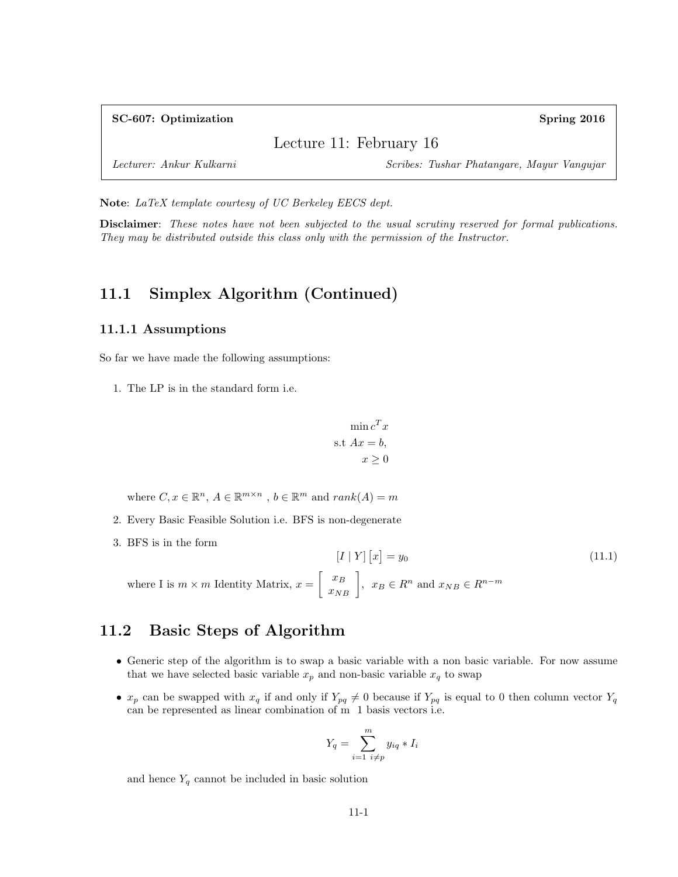**SC-607: Optimization** **Spring 2016**

# Lecture 11: February 16

*Lecturer: Ankur Kulkarni* *Scribes: Tushar Phatangare, Mayur Vangujar*

**Note**: *LaTeX template courtesy of UC Berkeley EECS dept.*

**Disclaimer**: *These notes have not been subjected to the usual scrutiny reserved for formal publications. They may be distributed outside this class only with the permission of the Instructor.*

## 11.1 Simplex Algorithm (Continued)

### 11.1.1 Assumptions

So far we have made the following assumptions:

1. The LP is in the standard form i.e.

$$\min c^T x$$
$$\text{s.t } Ax = b,$$
$$x \geq 0$$

   where $C, x \in \mathbb{R}^n$, $A \in \mathbb{R}^{m \times n}$ , $b \in \mathbb{R}^m$ and $rank(A) = m$

2. Every Basic Feasible Solution i.e. BFS is non-degenerate

3. BFS is in the form

$$[I \mid Y] \left[x\right] = y_0 \tag{11.1}$$

   where I is $m \times m$ Identity Matrix, $x = \begin{bmatrix} x_B \\ x_{NB} \end{bmatrix}$, $x_B \in R^n$ and $x_{NB} \in R^{n-m}$

## 11.2 Basic Steps of Algorithm

- Generic step of the algorithm is to swap a basic variable with a non basic variable. For now assume that we have selected basic variable $x_p$ and non-basic variable $x_q$ to swap

- $x_p$ can be swapped with $x_q$ if and only if $Y_{pq} \neq 0$ because if $Y_{pq}$ is equal to 0 then column vector $Y_q$ can be represented as linear combination of m 1 basis vectors i.e.

$$Y_q = \sum_{i=1 \;\, i \neq p}^{m} y_{iq} * I_i$$

  and hence $Y_q$ cannot be included in basic solution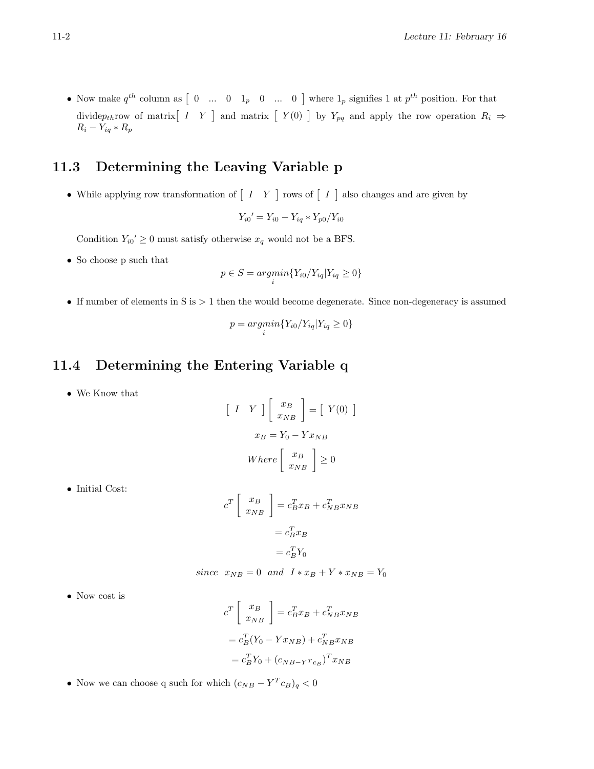- Now make $q^{th}$ column as $\begin{bmatrix} 0 & ... & 0 & 1_p & 0 & ... & 0 \end{bmatrix}$ where $1_p$ signifies 1 at $p^{th}$ position. For that divide$p_{th}$row of matrix$\begin{bmatrix} I & Y \end{bmatrix}$ and matrix $\begin{bmatrix} Y(0) \end{bmatrix}$ by $Y_{pq}$ and apply the row operation $R_i \Rightarrow R_i - Y_{iq} * R_p$

## 11.3 Determining the Leaving Variable p

- While applying row transformation of $\begin{bmatrix} I & Y \end{bmatrix}$ rows of $\begin{bmatrix} I \end{bmatrix}$ also changes and are given by

$$Y_{i0}{}' = Y_{i0} - Y_{iq} * Y_{p0}/Y_{i0}$$

  Condition $Y_{i0}{}' \geq 0$ must satisfy otherwise $x_q$ would not be a BFS.

- So choose p such that

$$p \in S = \underset{i}{argmin}\{Y_{i0}/Y_{iq} | Y_{iq} \geq 0\}$$

- If number of elements in S is $> 1$ then the would become degenerate. Since non-degeneracy is assumed

$$p = \underset{i}{argmin}\{Y_{i0}/Y_{iq} | Y_{iq} \geq 0\}$$

## 11.4 Determining the Entering Variable q

- We Know that

$$\begin{bmatrix} I & Y \end{bmatrix} \begin{bmatrix} x_B \\ x_{NB} \end{bmatrix} = \begin{bmatrix} Y(0) \end{bmatrix}$$

$$x_B = Y_0 - Y x_{NB}$$

$$Where \begin{bmatrix} x_B \\ x_{NB} \end{bmatrix} \geq 0$$

- Initial Cost:

$$c^T \begin{bmatrix} x_B \\ x_{NB} \end{bmatrix} = c_B^T x_B + c_{NB}^T x_{NB}$$

$$= c_B^T x_B$$

$$= c_B^T Y_0$$

$$since \;\; x_{NB} = 0 \;\; and \;\; I * x_B + Y * x_{NB} = Y_0$$

- Now cost is

$$c^T \begin{bmatrix} x_B \\ x_{NB} \end{bmatrix} = c_B^T x_B + c_{NB}^T x_{NB}$$

$$= c_B^T (Y_0 - Y x_{NB}) + c_{NB}^T x_{NB}$$

$$= c_B^T Y_0 + (c_{NB - Y^T c_B})^T x_{NB}$$

- Now we can choose q such for which $(c_{NB} - Y^T c_B)_q < 0$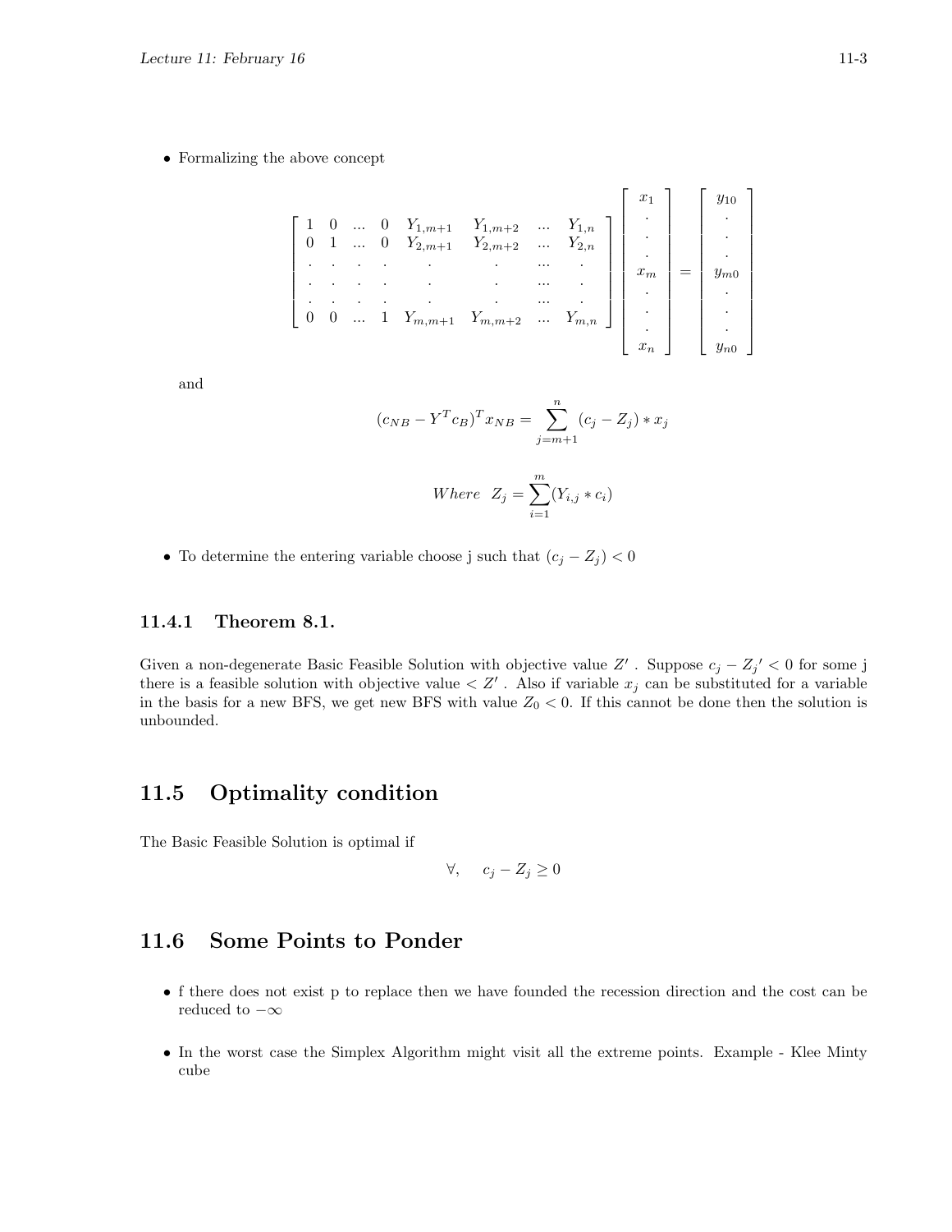- Formalizing the above concept

$$
\begin{bmatrix}
1 & 0 & ... & 0 & Y_{1,m+1} & Y_{1,m+2} & ... & Y_{1,n} \\
0 & 1 & ... & 0 & Y_{2,m+1} & Y_{2,m+2} & ... & Y_{2,n} \\
. & . & . & . & . & . & ... & . \\
. & . & . & . & . & . & ... & . \\
. & . & . & . & . & . & ... & . \\
0 & 0 & ... & 1 & Y_{m,m+1} & Y_{m,m+2} & ... & Y_{m,n}
\end{bmatrix}
\begin{bmatrix}
x_1 \\ . \\ . \\ . \\ x_m \\ . \\ . \\ . \\ x_n
\end{bmatrix}
=
\begin{bmatrix}
y_{10} \\ . \\ . \\ . \\ y_{m0} \\ . \\ . \\ . \\ y_{n0}
\end{bmatrix}
$$

and

$$(c_{NB} - Y^T c_B)^T x_{NB} = \sum_{j=m+1}^{n} (c_j - Z_j) * x_j$$

$$Where \ \ Z_j = \sum_{i=1}^{m} (Y_{i,j} * c_i)$$

- To determine the entering variable choose j such that $(c_j - Z_j) < 0$

### 11.4.1 Theorem 8.1.

Given a non-degenerate Basic Feasible Solution with objective value $Z'$ . Suppose $c_j - Z_j{}' < 0$ for some j there is a feasible solution with objective value $< Z'$ . Also if variable $x_j$ can be substituted for a variable in the basis for a new BFS, we get new BFS with value $Z_0 < 0$. If this cannot be done then the solution is unbounded.

## 11.5 Optimality condition

The Basic Feasible Solution is optimal if

$$\forall, \quad c_j - Z_j \geq 0$$

## 11.6 Some Points to Ponder

- f there does not exist p to replace then we have founded the recession direction and the cost can be reduced to $-\infty$
- In the worst case the Simplex Algorithm might visit all the extreme points. Example - Klee Minty cube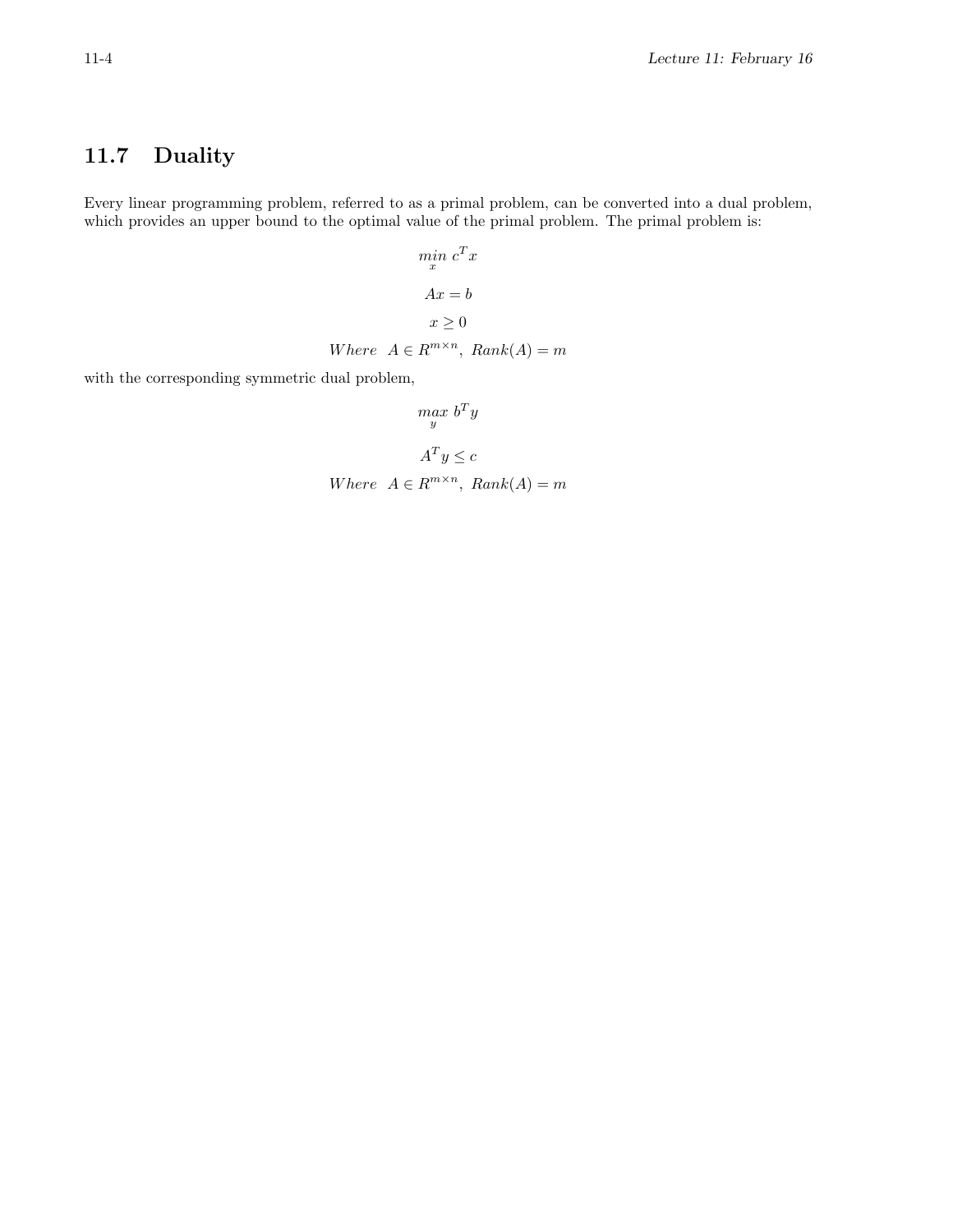## 11.7 Duality

Every linear programming problem, referred to as a primal problem, can be converted into a dual problem, which provides an upper bound to the optimal value of the primal problem. The primal problem is:

$$\min_x c^T x$$

$$Ax = b$$

$$x \geq 0$$

$$Where \;\; A \in R^{m \times n}, \; Rank(A) = m$$

with the corresponding symmetric dual problem,

$$\max_y b^T y$$

$$A^T y \leq c$$

$$Where \;\; A \in R^{m \times n}, \; Rank(A) = m$$